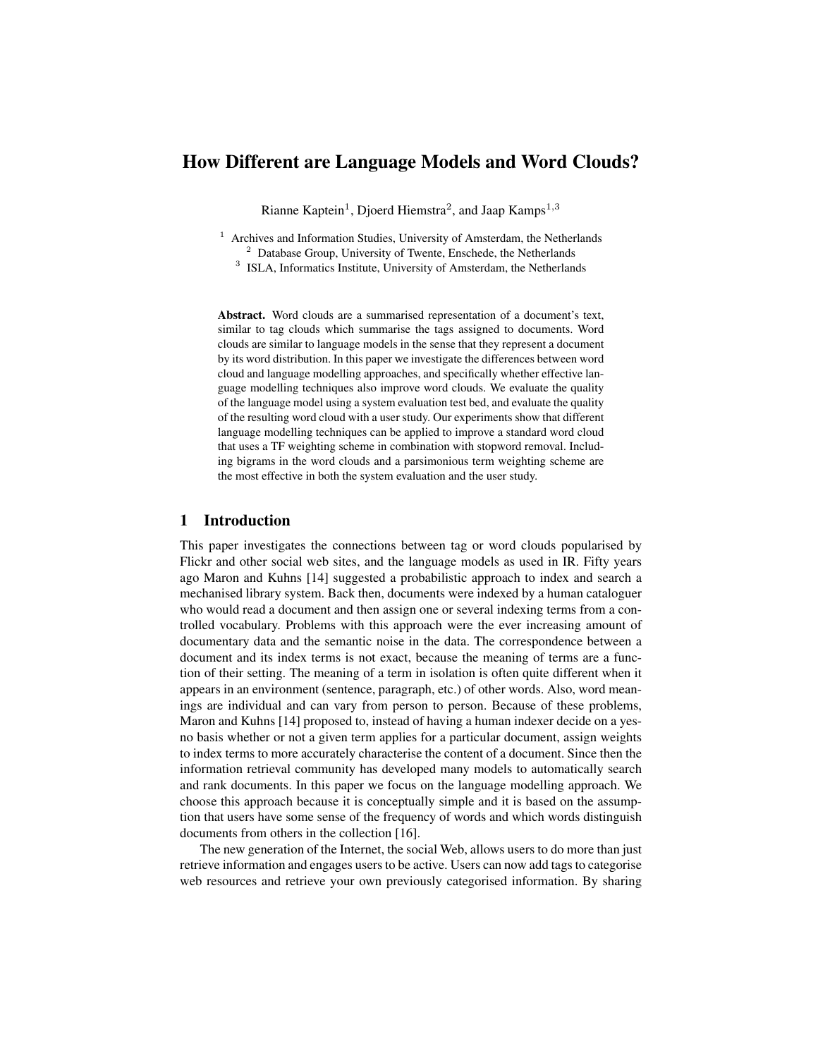# How Different are Language Models and Word Clouds?

Rianne Kaptein[1], Djoerd Hiemstra[2], and Jaap Kamps[1,3]

[1] Archives and Information Studies, University of Amsterdam, the Netherlands
[2] Database Group, University of Twente, Enschede, the Netherlands
[3] ISLA, Informatics Institute, University of Amsterdam, the Netherlands

**Abstract.** Word clouds are a summarised representation of a document's text, similar to tag clouds which summarise the tags assigned to documents. Word clouds are similar to language models in the sense that they represent a document by its word distribution. In this paper we investigate the differences between word cloud and language modelling approaches, and specifically whether effective language modelling techniques also improve word clouds. We evaluate the quality of the language model using a system evaluation test bed, and evaluate the quality of the resulting word cloud with a user study. Our experiments show that different language modelling techniques can be applied to improve a standard word cloud that uses a TF weighting scheme in combination with stopword removal. Including bigrams in the word clouds and a parsimonious term weighting scheme are the most effective in both the system evaluation and the user study.

## 1 Introduction

This paper investigates the connections between tag or word clouds popularised by Flickr and other social web sites, and the language models as used in IR. Fifty years ago Maron and Kuhns [14] suggested a probabilistic approach to index and search a mechanised library system. Back then, documents were indexed by a human cataloguer who would read a document and then assign one or several indexing terms from a controlled vocabulary. Problems with this approach were the ever increasing amount of documentary data and the semantic noise in the data. The correspondence between a document and its index terms is not exact, because the meaning of terms are a function of their setting. The meaning of a term in isolation is often quite different when it appears in an environment (sentence, paragraph, etc.) of other words. Also, word meanings are individual and can vary from person to person. Because of these problems, Maron and Kuhns [14] proposed to, instead of having a human indexer decide on a yes-no basis whether or not a given term applies for a particular document, assign weights to index terms to more accurately characterise the content of a document. Since then the information retrieval community has developed many models to automatically search and rank documents. In this paper we focus on the language modelling approach. We choose this approach because it is conceptually simple and it is based on the assumption that users have some sense of the frequency of words and which words distinguish documents from others in the collection [16].

The new generation of the Internet, the social Web, allows users to do more than just retrieve information and engages users to be active. Users can now add tags to categorise web resources and retrieve your own previously categorised information. By sharing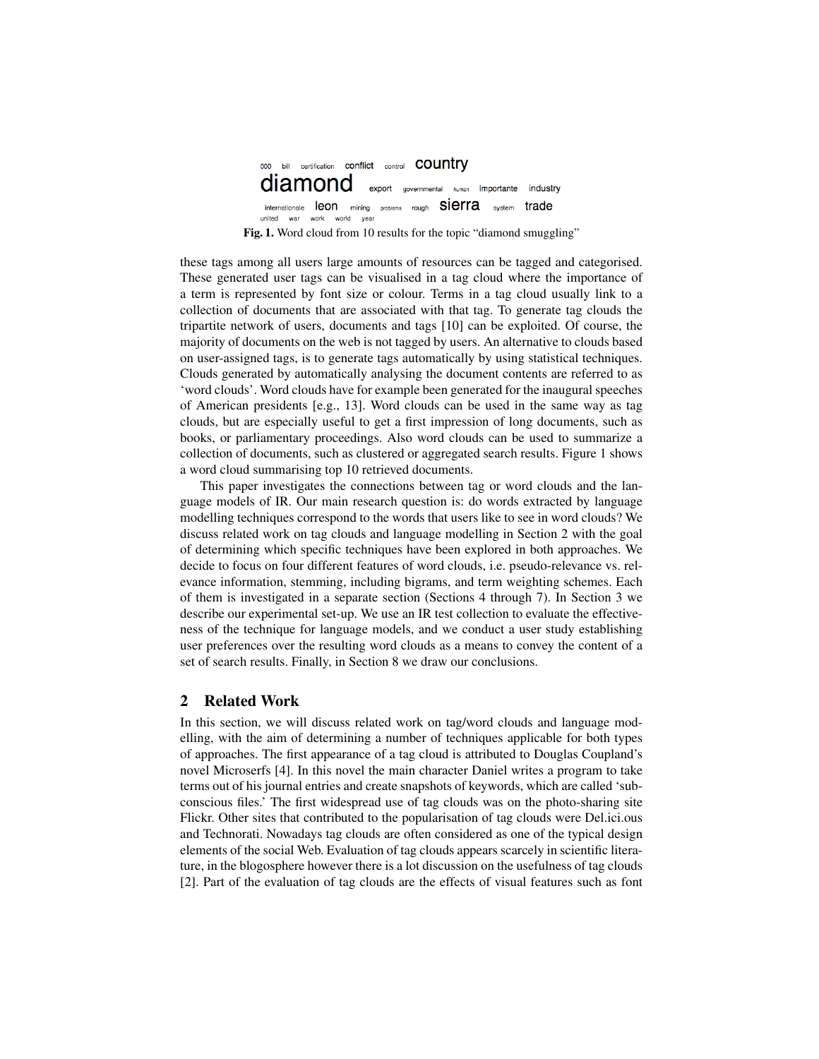000 bill certification conflict control country
diamond export governmental human importante industry
internationale leon mining problems rough sierra system trade
united war work world year

**Fig. 1.** Word cloud from 10 results for the topic "diamond smuggling"

these tags among all users large amounts of resources can be tagged and categorised. These generated user tags can be visualised in a tag cloud where the importance of a term is represented by font size or colour. Terms in a tag cloud usually link to a collection of documents that are associated with that tag. To generate tag clouds the tripartite network of users, documents and tags [10] can be exploited. Of course, the majority of documents on the web is not tagged by users. An alternative to clouds based on user-assigned tags, is to generate tags automatically by using statistical techniques. Clouds generated by automatically analysing the document contents are referred to as 'word clouds'. Word clouds have for example been generated for the inaugural speeches of American presidents [e.g., 13]. Word clouds can be used in the same way as tag clouds, but are especially useful to get a first impression of long documents, such as books, or parliamentary proceedings. Also word clouds can be used to summarize a collection of documents, such as clustered or aggregated search results. Figure 1 shows a word cloud summarising top 10 retrieved documents.

This paper investigates the connections between tag or word clouds and the language models of IR. Our main research question is: do words extracted by language modelling techniques correspond to the words that users like to see in word clouds? We discuss related work on tag clouds and language modelling in Section 2 with the goal of determining which specific techniques have been explored in both approaches. We decide to focus on four different features of word clouds, i.e. pseudo-relevance vs. relevance information, stemming, including bigrams, and term weighting schemes. Each of them is investigated in a separate section (Sections 4 through 7). In Section 3 we describe our experimental set-up. We use an IR test collection to evaluate the effectiveness of the technique for language models, and we conduct a user study establishing user preferences over the resulting word clouds as a means to convey the content of a set of search results. Finally, in Section 8 we draw our conclusions.

## 2 Related Work

In this section, we will discuss related work on tag/word clouds and language modelling, with the aim of determining a number of techniques applicable for both types of approaches. The first appearance of a tag cloud is attributed to Douglas Coupland's novel Microserfs [4]. In this novel the main character Daniel writes a program to take terms out of his journal entries and create snapshots of keywords, which are called 'subconscious files.' The first widespread use of tag clouds was on the photo-sharing site Flickr. Other sites that contributed to the popularisation of tag clouds were Del.ici.ous and Technorati. Nowadays tag clouds are often considered as one of the typical design elements of the social Web. Evaluation of tag clouds appears scarcely in scientific literature, in the blogosphere however there is a lot discussion on the usefulness of tag clouds [2]. Part of the evaluation of tag clouds are the effects of visual features such as font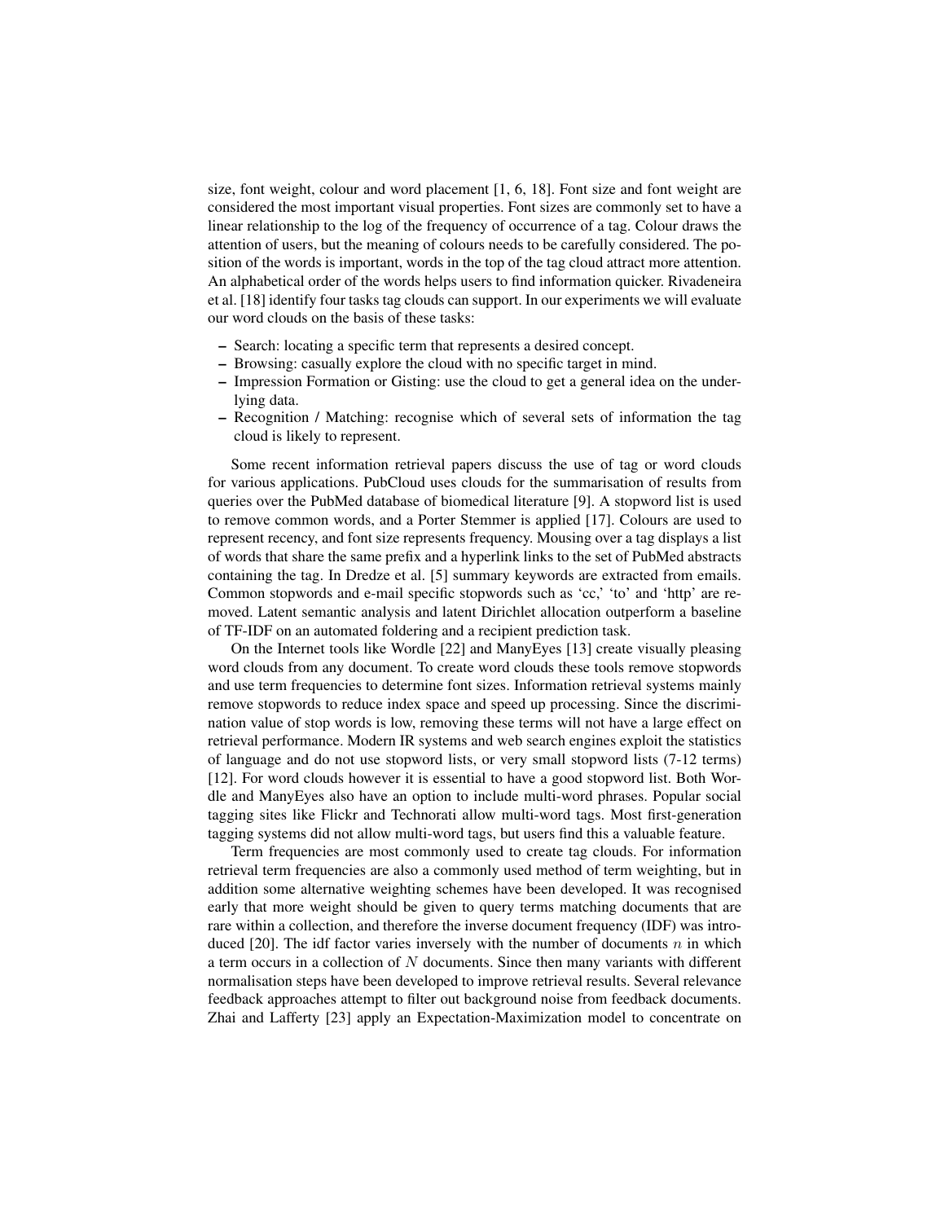size, font weight, colour and word placement [1, 6, 18]. Font size and font weight are considered the most important visual properties. Font sizes are commonly set to have a linear relationship to the log of the frequency of occurrence of a tag. Colour draws the attention of users, but the meaning of colours needs to be carefully considered. The position of the words is important, words in the top of the tag cloud attract more attention. An alphabetical order of the words helps users to find information quicker. Rivadeneira et al. [18] identify four tasks tag clouds can support. In our experiments we will evaluate our word clouds on the basis of these tasks:

- Search: locating a specific term that represents a desired concept.
- Browsing: casually explore the cloud with no specific target in mind.
- Impression Formation or Gisting: use the cloud to get a general idea on the underlying data.
- Recognition / Matching: recognise which of several sets of information the tag cloud is likely to represent.

Some recent information retrieval papers discuss the use of tag or word clouds for various applications. PubCloud uses clouds for the summarisation of results from queries over the PubMed database of biomedical literature [9]. A stopword list is used to remove common words, and a Porter Stemmer is applied [17]. Colours are used to represent recency, and font size represents frequency. Mousing over a tag displays a list of words that share the same prefix and a hyperlink links to the set of PubMed abstracts containing the tag. In Dredze et al. [5] summary keywords are extracted from emails. Common stopwords and e-mail specific stopwords such as 'cc,' 'to' and 'http' are removed. Latent semantic analysis and latent Dirichlet allocation outperform a baseline of TF-IDF on an automated foldering and a recipient prediction task.

On the Internet tools like Wordle [22] and ManyEyes [13] create visually pleasing word clouds from any document. To create word clouds these tools remove stopwords and use term frequencies to determine font sizes. Information retrieval systems mainly remove stopwords to reduce index space and speed up processing. Since the discrimination value of stop words is low, removing these terms will not have a large effect on retrieval performance. Modern IR systems and web search engines exploit the statistics of language and do not use stopword lists, or very small stopword lists (7-12 terms) [12]. For word clouds however it is essential to have a good stopword list. Both Wordle and ManyEyes also have an option to include multi-word phrases. Popular social tagging sites like Flickr and Technorati allow multi-word tags. Most first-generation tagging systems did not allow multi-word tags, but users find this a valuable feature.

Term frequencies are most commonly used to create tag clouds. For information retrieval term frequencies are also a commonly used method of term weighting, but in addition some alternative weighting schemes have been developed. It was recognised early that more weight should be given to query terms matching documents that are rare within a collection, and therefore the inverse document frequency (IDF) was introduced [20]. The idf factor varies inversely with the number of documents $n$ in which a term occurs in a collection of $N$ documents. Since then many variants with different normalisation steps have been developed to improve retrieval results. Several relevance feedback approaches attempt to filter out background noise from feedback documents. Zhai and Lafferty [23] apply an Expectation-Maximization model to concentrate on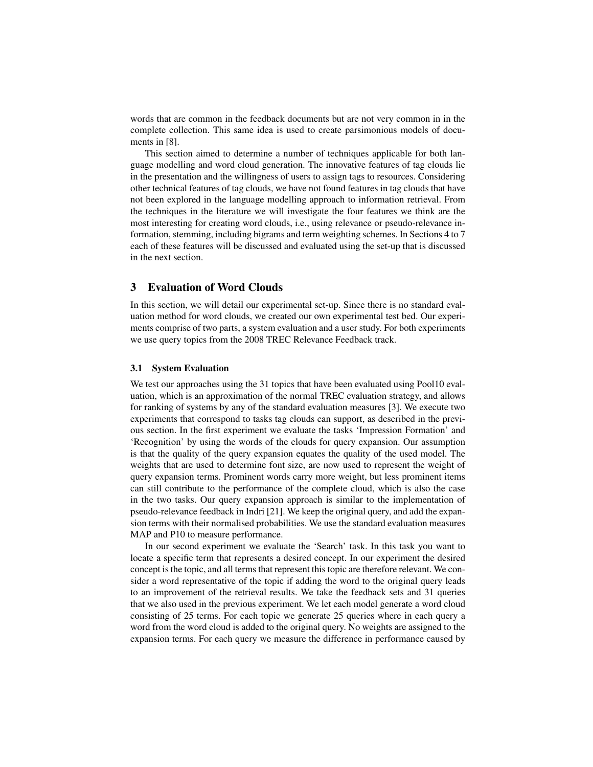words that are common in the feedback documents but are not very common in in the complete collection. This same idea is used to create parsimonious models of documents in [8].

This section aimed to determine a number of techniques applicable for both language modelling and word cloud generation. The innovative features of tag clouds lie in the presentation and the willingness of users to assign tags to resources. Considering other technical features of tag clouds, we have not found features in tag clouds that have not been explored in the language modelling approach to information retrieval. From the techniques in the literature we will investigate the four features we think are the most interesting for creating word clouds, i.e., using relevance or pseudo-relevance information, stemming, including bigrams and term weighting schemes. In Sections 4 to 7 each of these features will be discussed and evaluated using the set-up that is discussed in the next section.

## 3 Evaluation of Word Clouds

In this section, we will detail our experimental set-up. Since there is no standard evaluation method for word clouds, we created our own experimental test bed. Our experiments comprise of two parts, a system evaluation and a user study. For both experiments we use query topics from the 2008 TREC Relevance Feedback track.

### 3.1 System Evaluation

We test our approaches using the 31 topics that have been evaluated using Pool10 evaluation, which is an approximation of the normal TREC evaluation strategy, and allows for ranking of systems by any of the standard evaluation measures [3]. We execute two experiments that correspond to tasks tag clouds can support, as described in the previous section. In the first experiment we evaluate the tasks 'Impression Formation' and 'Recognition' by using the words of the clouds for query expansion. Our assumption is that the quality of the query expansion equates the quality of the used model. The weights that are used to determine font size, are now used to represent the weight of query expansion terms. Prominent words carry more weight, but less prominent items can still contribute to the performance of the complete cloud, which is also the case in the two tasks. Our query expansion approach is similar to the implementation of pseudo-relevance feedback in Indri [21]. We keep the original query, and add the expansion terms with their normalised probabilities. We use the standard evaluation measures MAP and P10 to measure performance.

In our second experiment we evaluate the 'Search' task. In this task you want to locate a specific term that represents a desired concept. In our experiment the desired concept is the topic, and all terms that represent this topic are therefore relevant. We consider a word representative of the topic if adding the word to the original query leads to an improvement of the retrieval results. We take the feedback sets and 31 queries that we also used in the previous experiment. We let each model generate a word cloud consisting of 25 terms. For each topic we generate 25 queries where in each query a word from the word cloud is added to the original query. No weights are assigned to the expansion terms. For each query we measure the difference in performance caused by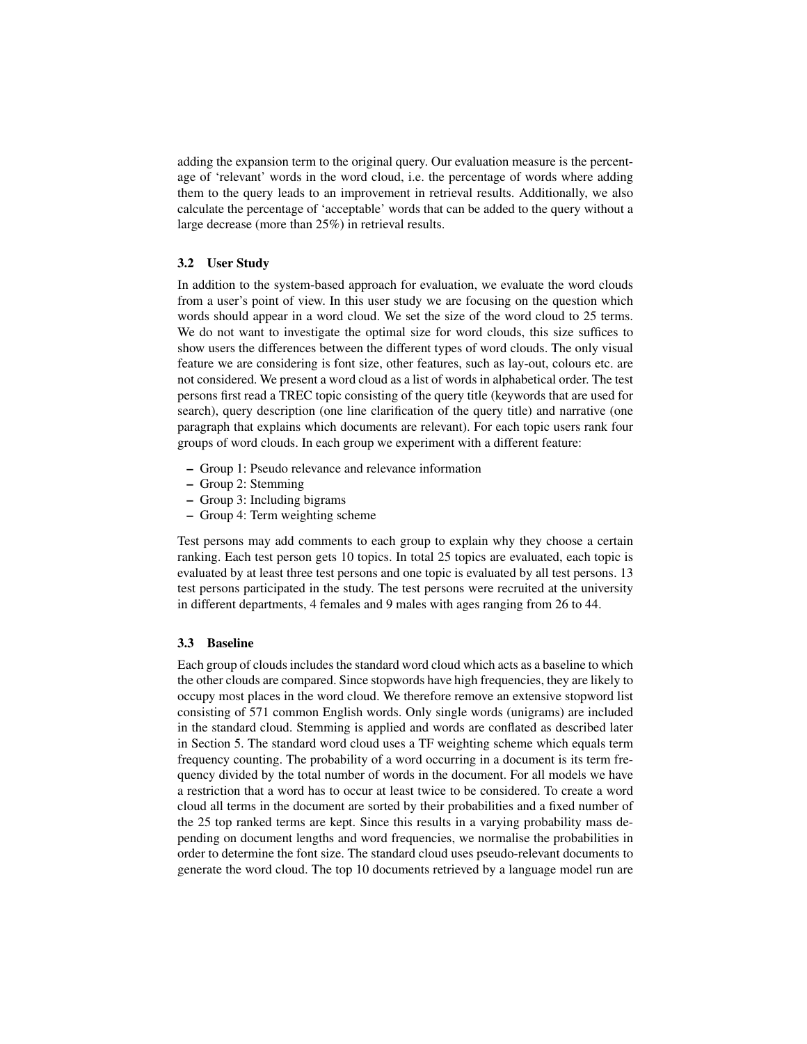adding the expansion term to the original query. Our evaluation measure is the percentage of 'relevant' words in the word cloud, i.e. the percentage of words where adding them to the query leads to an improvement in retrieval results. Additionally, we also calculate the percentage of 'acceptable' words that can be added to the query without a large decrease (more than 25%) in retrieval results.

### 3.2 User Study

In addition to the system-based approach for evaluation, we evaluate the word clouds from a user's point of view. In this user study we are focusing on the question which words should appear in a word cloud. We set the size of the word cloud to 25 terms. We do not want to investigate the optimal size for word clouds, this size suffices to show users the differences between the different types of word clouds. The only visual feature we are considering is font size, other features, such as lay-out, colours etc. are not considered. We present a word cloud as a list of words in alphabetical order. The test persons first read a TREC topic consisting of the query title (keywords that are used for search), query description (one line clarification of the query title) and narrative (one paragraph that explains which documents are relevant). For each topic users rank four groups of word clouds. In each group we experiment with a different feature:

- Group 1: Pseudo relevance and relevance information
- Group 2: Stemming
- Group 3: Including bigrams
- Group 4: Term weighting scheme

Test persons may add comments to each group to explain why they choose a certain ranking. Each test person gets 10 topics. In total 25 topics are evaluated, each topic is evaluated by at least three test persons and one topic is evaluated by all test persons. 13 test persons participated in the study. The test persons were recruited at the university in different departments, 4 females and 9 males with ages ranging from 26 to 44.

### 3.3 Baseline

Each group of clouds includes the standard word cloud which acts as a baseline to which the other clouds are compared. Since stopwords have high frequencies, they are likely to occupy most places in the word cloud. We therefore remove an extensive stopword list consisting of 571 common English words. Only single words (unigrams) are included in the standard cloud. Stemming is applied and words are conflated as described later in Section 5. The standard word cloud uses a TF weighting scheme which equals term frequency counting. The probability of a word occurring in a document is its term frequency divided by the total number of words in the document. For all models we have a restriction that a word has to occur at least twice to be considered. To create a word cloud all terms in the document are sorted by their probabilities and a fixed number of the 25 top ranked terms are kept. Since this results in a varying probability mass depending on document lengths and word frequencies, we normalise the probabilities in order to determine the font size. The standard cloud uses pseudo-relevant documents to generate the word cloud. The top 10 documents retrieved by a language model run are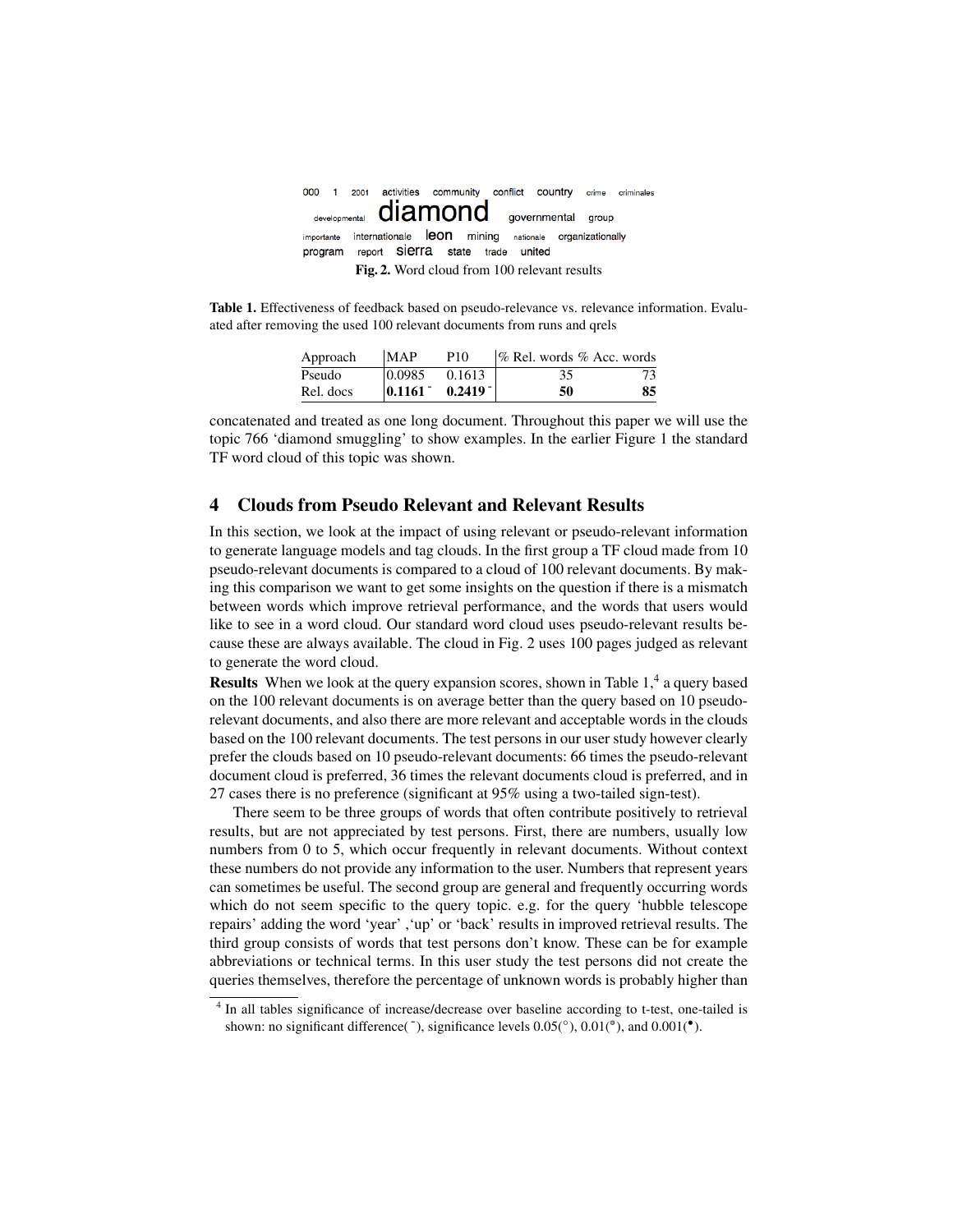000 1 2001 activities community conflict country crime criminales developmental diamond governmental group importante internationale leon mining nationale organizationally program report sierra state trade united

**Fig. 2.** Word cloud from 100 relevant results

**Table 1.** Effectiveness of feedback based on pseudo-relevance vs. relevance information. Evaluated after removing the used 100 relevant documents from runs and qrels

| Approach | MAP | P10 | % Rel. words | % Acc. words |
|---|---|---|---|---|
| Pseudo | 0.0985 | 0.1613 | 35 | 73 |
| Rel. docs | **0.1161**$^{-}$ | **0.2419**$^{-}$ | **50** | **85** |

concatenated and treated as one long document. Throughout this paper we will use the topic 766 'diamond smuggling' to show examples. In the earlier Figure 1 the standard TF word cloud of this topic was shown.

## 4 Clouds from Pseudo Relevant and Relevant Results

In this section, we look at the impact of using relevant or pseudo-relevant information to generate language models and tag clouds. In the first group a TF cloud made from 10 pseudo-relevant documents is compared to a cloud of 100 relevant documents. By making this comparison we want to get some insights on the question if there is a mismatch between words which improve retrieval performance, and the words that users would like to see in a word cloud. Our standard word cloud uses pseudo-relevant results because these are always available. The cloud in Fig. 2 uses 100 pages judged as relevant to generate the word cloud.

**Results** When we look at the query expansion scores, shown in Table 1,[4] a query based on the 100 relevant documents is on average better than the query based on 10 pseudo-relevant documents, and also there are more relevant and acceptable words in the clouds based on the 100 relevant documents. The test persons in our user study however clearly prefer the clouds based on 10 pseudo-relevant documents: 66 times the pseudo-relevant document cloud is preferred, 36 times the relevant documents cloud is preferred, and in 27 cases there is no preference (significant at 95% using a two-tailed sign-test).

There seem to be three groups of words that often contribute positively to retrieval results, but are not appreciated by test persons. First, there are numbers, usually low numbers from 0 to 5, which occur frequently in relevant documents. Without context these numbers do not provide any information to the user. Numbers that represent years can sometimes be useful. The second group are general and frequently occurring words which do not seem specific to the query topic. e.g. for the query 'hubble telescope repairs' adding the word 'year' ,'up' or 'back' results in improved retrieval results. The third group consists of words that test persons don't know. These can be for example abbreviations or technical terms. In this user study the test persons did not create the queries themselves, therefore the percentage of unknown words is probably higher than

[4] In all tables significance of increase/decrease over baseline according to t-test, one-tailed is shown: no significant difference($^{-}$), significance levels 0.05($^{\circ}$), 0.01($^{\circ}$), and 0.001($^{\bullet}$).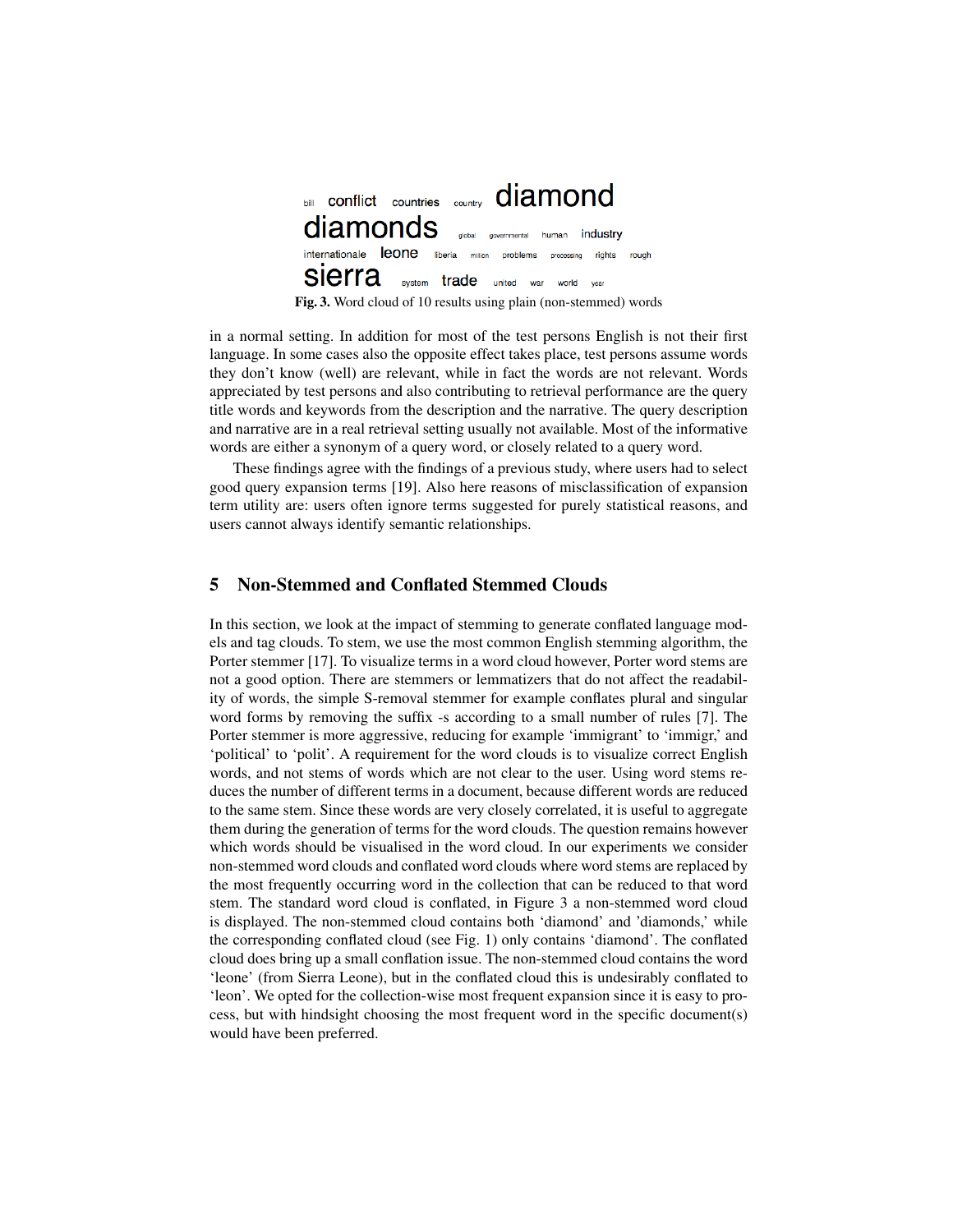bill conflict countries country diamond diamonds global governmental human industry internationale leone liberia million problems processing rights rough sierra system trade united war world year

**Fig. 3.** Word cloud of 10 results using plain (non-stemmed) words

in a normal setting. In addition for most of the test persons English is not their first language. In some cases also the opposite effect takes place, test persons assume words they don't know (well) are relevant, while in fact the words are not relevant. Words appreciated by test persons and also contributing to retrieval performance are the query title words and keywords from the description and the narrative. The query description and narrative are in a real retrieval setting usually not available. Most of the informative words are either a synonym of a query word, or closely related to a query word.

These findings agree with the findings of a previous study, where users had to select good query expansion terms [19]. Also here reasons of misclassification of expansion term utility are: users often ignore terms suggested for purely statistical reasons, and users cannot always identify semantic relationships.

## 5 Non-Stemmed and Conflated Stemmed Clouds

In this section, we look at the impact of stemming to generate conflated language models and tag clouds. To stem, we use the most common English stemming algorithm, the Porter stemmer [17]. To visualize terms in a word cloud however, Porter word stems are not a good option. There are stemmers or lemmatizers that do not affect the readability of words, the simple S-removal stemmer for example conflates plural and singular word forms by removing the suffix -s according to a small number of rules [7]. The Porter stemmer is more aggressive, reducing for example 'immigrant' to 'immigr,' and 'political' to 'polit'. A requirement for the word clouds is to visualize correct English words, and not stems of words which are not clear to the user. Using word stems reduces the number of different terms in a document, because different words are reduced to the same stem. Since these words are very closely correlated, it is useful to aggregate them during the generation of terms for the word clouds. The question remains however which words should be visualised in the word cloud. In our experiments we consider non-stemmed word clouds and conflated word clouds where word stems are replaced by the most frequently occurring word in the collection that can be reduced to that word stem. The standard word cloud is conflated, in Figure 3 a non-stemmed word cloud is displayed. The non-stemmed cloud contains both 'diamond' and 'diamonds,' while the corresponding conflated cloud (see Fig. 1) only contains 'diamond'. The conflated cloud does bring up a small conflation issue. The non-stemmed cloud contains the word 'leone' (from Sierra Leone), but in the conflated cloud this is undesirably conflated to 'leon'. We opted for the collection-wise most frequent expansion since it is easy to process, but with hindsight choosing the most frequent word in the specific document(s) would have been preferred.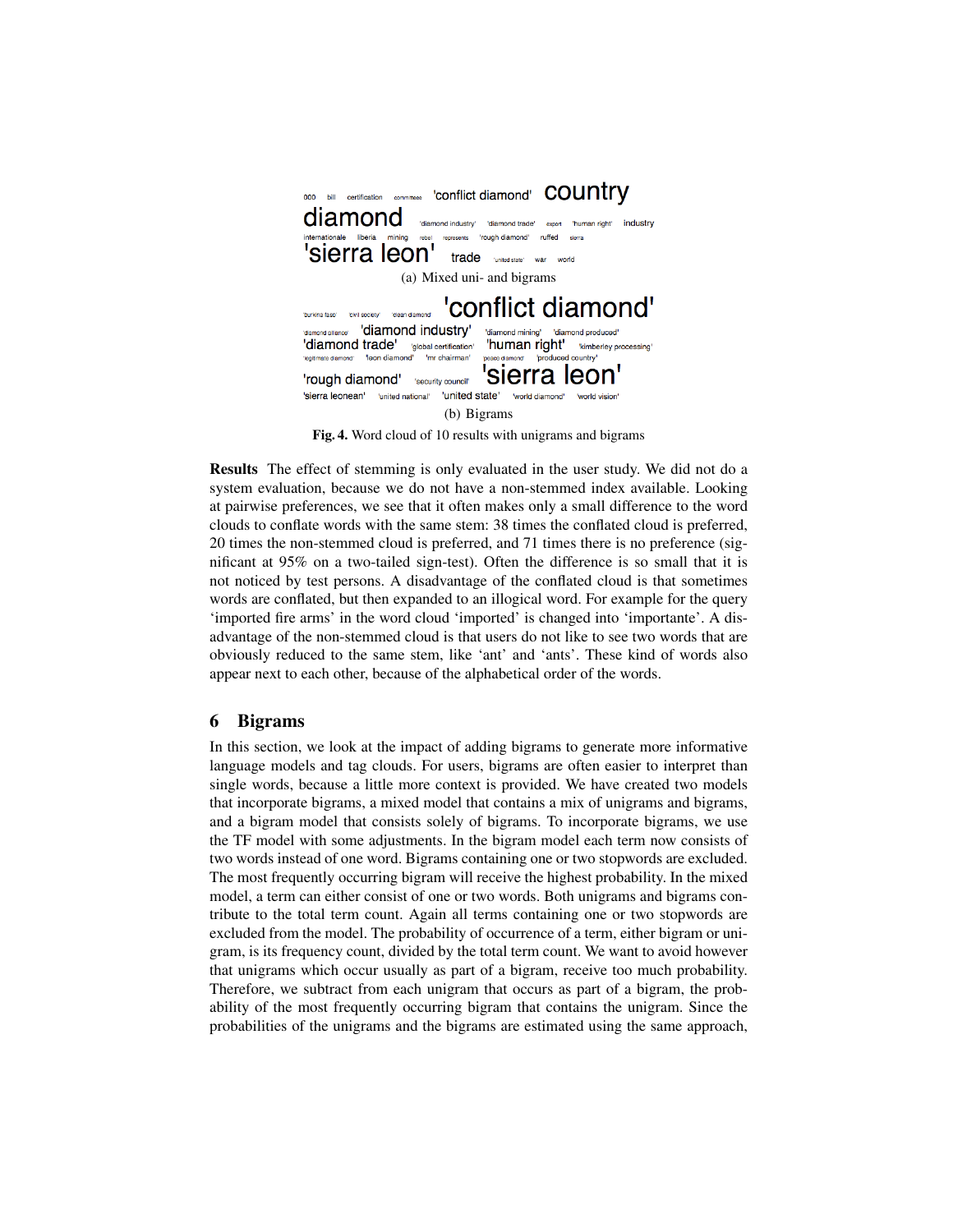000 bill certification committees 'conflict diamond' country diamond 'diamond industry' 'diamond trade' expert 'human right' industry internationale liberia mining rebel represents 'rough diamond' ruffed sierra 'sierra leon' trade 'united state' war world

(a) Mixed uni- and bigrams

'burkina faso' 'civil society' 'clean diamond' 'conflict diamond' 'diamond alliance' 'diamond industry' 'diamond mining' 'diamond produced' 'diamond trade' 'global certification' 'human right' 'kimberley processing' 'legitimate diamond' 'leon diamond' 'mr chairman' 'peace diamond' 'produced country' 'rough diamond' 'security council' 'sierra leon' 'sierra leonean' 'united national' 'united state' 'world diamond' 'world vision'

(b) Bigrams

**Fig. 4.** Word cloud of 10 results with unigrams and bigrams

**Results** The effect of stemming is only evaluated in the user study. We did not do a system evaluation, because we do not have a non-stemmed index available. Looking at pairwise preferences, we see that it often makes only a small difference to the word clouds to conflate words with the same stem: 38 times the conflated cloud is preferred, 20 times the non-stemmed cloud is preferred, and 71 times there is no preference (significant at 95% on a two-tailed sign-test). Often the difference is so small that it is not noticed by test persons. A disadvantage of the conflated cloud is that sometimes words are conflated, but then expanded to an illogical word. For example for the query 'imported fire arms' in the word cloud 'imported' is changed into 'importante'. A disadvantage of the non-stemmed cloud is that users do not like to see two words that are obviously reduced to the same stem, like 'ant' and 'ants'. These kind of words also appear next to each other, because of the alphabetical order of the words.

## 6 Bigrams

In this section, we look at the impact of adding bigrams to generate more informative language models and tag clouds. For users, bigrams are often easier to interpret than single words, because a little more context is provided. We have created two models that incorporate bigrams, a mixed model that contains a mix of unigrams and bigrams, and a bigram model that consists solely of bigrams. To incorporate bigrams, we use the TF model with some adjustments. In the bigram model each term now consists of two words instead of one word. Bigrams containing one or two stopwords are excluded. The most frequently occurring bigram will receive the highest probability. In the mixed model, a term can either consist of one or two words. Both unigrams and bigrams contribute to the total term count. Again all terms containing one or two stopwords are excluded from the model. The probability of occurrence of a term, either bigram or unigram, is its frequency count, divided by the total term count. We want to avoid however that unigrams which occur usually as part of a bigram, receive too much probability. Therefore, we subtract from each unigram that occurs as part of a bigram, the probability of the most frequently occurring bigram that contains the unigram. Since the probabilities of the unigrams and the bigrams are estimated using the same approach,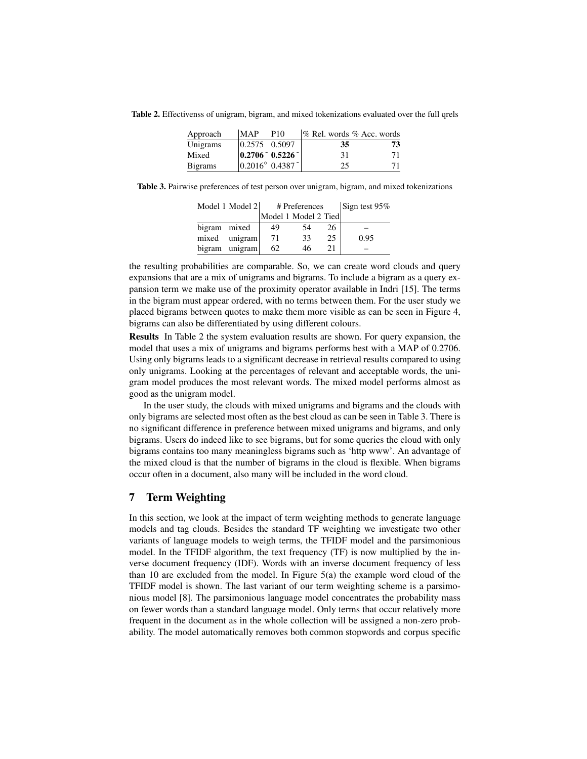**Table 2.** Effectivenss of unigram, bigram, and mixed tokenizations evaluated over the full qrels

| Approach | MAP | P10 | % Rel. words | % Acc. words |
|---|---|---|---|---|
| Unigrams | 0.2575 | 0.5097 | **35** | **73** |
| Mixed | **0.2706**$^{-}$ | **0.5226**$^{-}$ | 31 | 71 |
| Bigrams | 0.2016$^{\circ}$ | 0.4387$^{-}$ | 25 | 71 |

**Table 3.** Pairwise preferences of test person over unigram, bigram, and mixed tokenizations

| Model 1 | Model 2 | # Preferences | | | Sign test 95% |
|---|---|---|---|---|---|
| | | Model 1 | Model 2 | Tied | |
| bigram | mixed | 49 | 54 | 26 | – |
| mixed | unigram | 71 | 33 | 25 | 0.95 |
| bigram | unigram | 62 | 46 | 21 | – |

the resulting probabilities are comparable. So, we can create word clouds and query expansions that are a mix of unigrams and bigrams. To include a bigram as a query expansion term we make use of the proximity operator available in Indri [15]. The terms in the bigram must appear ordered, with no terms between them. For the user study we placed bigrams between quotes to make them more visible as can be seen in Figure 4, bigrams can also be differentiated by using different colours.

**Results** In Table 2 the system evaluation results are shown. For query expansion, the model that uses a mix of unigrams and bigrams performs best with a MAP of 0.2706. Using only bigrams leads to a significant decrease in retrieval results compared to using only unigrams. Looking at the percentages of relevant and acceptable words, the unigram model produces the most relevant words. The mixed model performs almost as good as the unigram model.

In the user study, the clouds with mixed unigrams and bigrams and the clouds with only bigrams are selected most often as the best cloud as can be seen in Table 3. There is no significant difference in preference between mixed unigrams and bigrams, and only bigrams. Users do indeed like to see bigrams, but for some queries the cloud with only bigrams contains too many meaningless bigrams such as 'http www'. An advantage of the mixed cloud is that the number of bigrams in the cloud is flexible. When bigrams occur often in a document, also many will be included in the word cloud.

## 7 Term Weighting

In this section, we look at the impact of term weighting methods to generate language models and tag clouds. Besides the standard TF weighting we investigate two other variants of language models to weigh terms, the TFIDF model and the parsimonious model. In the TFIDF algorithm, the text frequency (TF) is now multiplied by the inverse document frequency (IDF). Words with an inverse document frequency of less than 10 are excluded from the model. In Figure 5(a) the example word cloud of the TFIDF model is shown. The last variant of our term weighting scheme is a parsimonious model [8]. The parsimonious language model concentrates the probability mass on fewer words than a standard language model. Only terms that occur relatively more frequent in the document as in the whole collection will be assigned a non-zero probability. The model automatically removes both common stopwords and corpus specific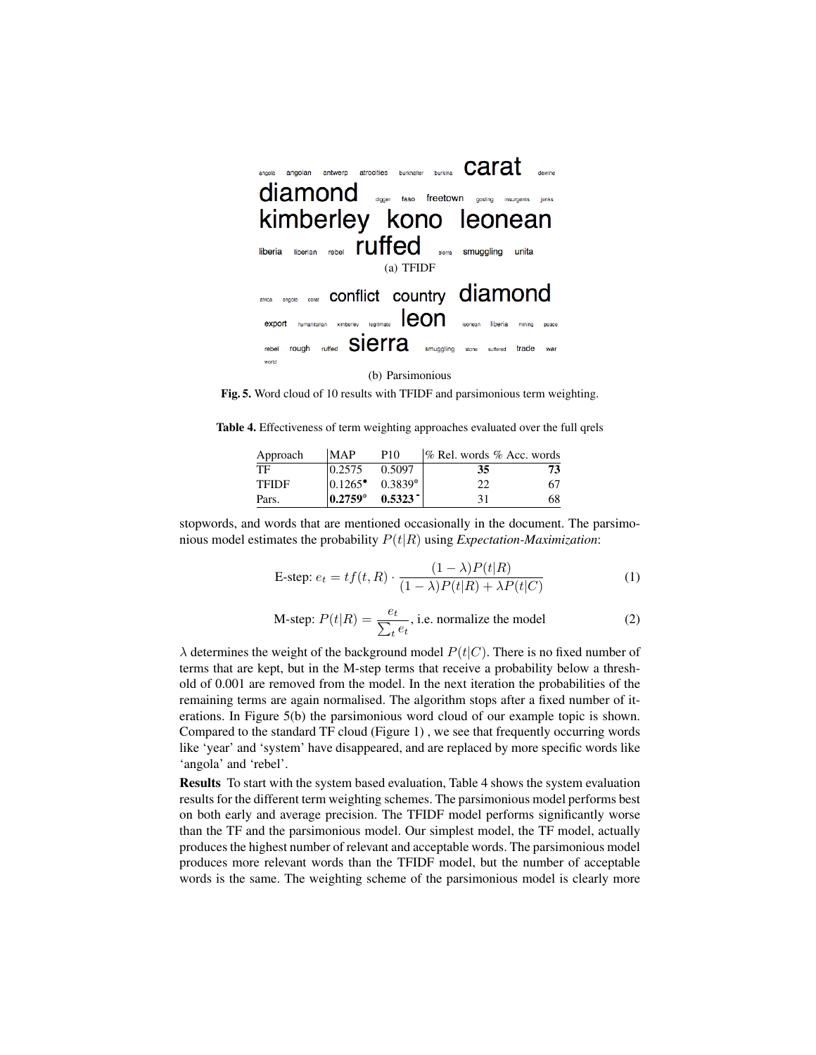angola angolan antwerp atrocities burkhalter burkina carat dewine diamond digger faso freetown gosling insurgents jenks kimberley kono leonean liberia liberian rebel ruffed sierra smuggling unita

(a) TFIDF

africa angola carat conflict country diamond export humanitarian kimberley legitimate leon leonean liberia mining peace rebel rough ruffed sierra smuggling stone suffered trade war world

(b) Parsimonious

**Fig. 5.** Word cloud of 10 results with TFIDF and parsimonious term weighting.

**Table 4.** Effectiveness of term weighting approaches evaluated over the full qrels

| Approach | MAP | P10 | % Rel. words | % Acc. words |
|---|---|---|---|---|
| TF | 0.2575 | 0.5097 | **35** | **73** |
| TFIDF | 0.1265[•] | 0.3839[◦] | 22 | 67 |
| Pars. | **0.2759**[◦] | **0.5323**[-] | 31 | 68 |

stopwords, and words that are mentioned occasionally in the document. The parsimonious model estimates the probability $P(t|R)$ using *Expectation-Maximization*:

$$\text{E-step: } e_t = tf(t, R) \cdot \frac{(1-\lambda)P(t|R)}{(1-\lambda)P(t|R) + \lambda P(t|C)} \tag{1}$$

$$\text{M-step: } P(t|R) = \frac{e_t}{\sum_t e_t}\text{, i.e. normalize the model} \tag{2}$$

$\lambda$ determines the weight of the background model $P(t|C)$. There is no fixed number of terms that are kept, but in the M-step terms that receive a probability below a threshold of 0.001 are removed from the model. In the next iteration the probabilities of the remaining terms are again normalised. The algorithm stops after a fixed number of iterations. In Figure 5(b) the parsimonious word cloud of our example topic is shown. Compared to the standard TF cloud (Figure 1) , we see that frequently occurring words like 'year' and 'system' have disappeared, and are replaced by more specific words like 'angola' and 'rebel'.

**Results** To start with the system based evaluation, Table 4 shows the system evaluation results for the different term weighting schemes. The parsimonious model performs best on both early and average precision. The TFIDF model performs significantly worse than the TF and the parsimonious model. Our simplest model, the TF model, actually produces the highest number of relevant and acceptable words. The parsimonious model produces more relevant words than the TFIDF model, but the number of acceptable words is the same. The weighting scheme of the parsimonious model is clearly more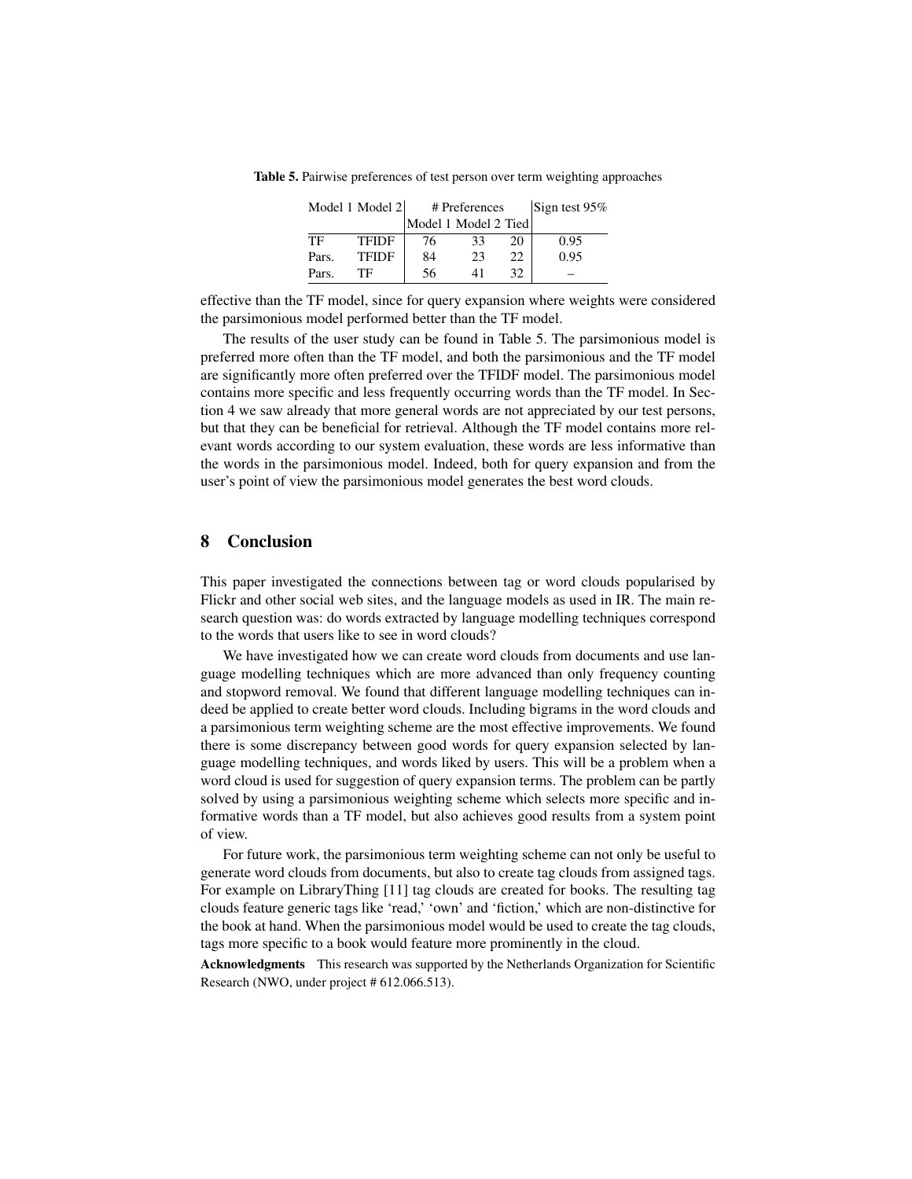**Table 5.** Pairwise preferences of test person over term weighting approaches

| Model 1 | Model 2 | # Preferences | | | Sign test 95% |
|---|---|---|---|---|---|
| | | Model 1 | Model 2 | Tied | |
| TF | TFIDF | 76 | 33 | 20 | 0.95 |
| Pars. | TFIDF | 84 | 23 | 22 | 0.95 |
| Pars. | TF | 56 | 41 | 32 | – |

effective than the TF model, since for query expansion where weights were considered the parsimonious model performed better than the TF model.

The results of the user study can be found in Table 5. The parsimonious model is preferred more often than the TF model, and both the parsimonious and the TF model are significantly more often preferred over the TFIDF model. The parsimonious model contains more specific and less frequently occurring words than the TF model. In Section 4 we saw already that more general words are not appreciated by our test persons, but that they can be beneficial for retrieval. Although the TF model contains more relevant words according to our system evaluation, these words are less informative than the words in the parsimonious model. Indeed, both for query expansion and from the user's point of view the parsimonious model generates the best word clouds.

## 8 Conclusion

This paper investigated the connections between tag or word clouds popularised by Flickr and other social web sites, and the language models as used in IR. The main research question was: do words extracted by language modelling techniques correspond to the words that users like to see in word clouds?

We have investigated how we can create word clouds from documents and use language modelling techniques which are more advanced than only frequency counting and stopword removal. We found that different language modelling techniques can indeed be applied to create better word clouds. Including bigrams in the word clouds and a parsimonious term weighting scheme are the most effective improvements. We found there is some discrepancy between good words for query expansion selected by language modelling techniques, and words liked by users. This will be a problem when a word cloud is used for suggestion of query expansion terms. The problem can be partly solved by using a parsimonious weighting scheme which selects more specific and informative words than a TF model, but also achieves good results from a system point of view.

For future work, the parsimonious term weighting scheme can not only be useful to generate word clouds from documents, but also to create tag clouds from assigned tags. For example on LibraryThing [11] tag clouds are created for books. The resulting tag clouds feature generic tags like 'read,' 'own' and 'fiction,' which are non-distinctive for the book at hand. When the parsimonious model would be used to create the tag clouds, tags more specific to a book would feature more prominently in the cloud.

**Acknowledgments** This research was supported by the Netherlands Organization for Scientific Research (NWO, under project # 612.066.513).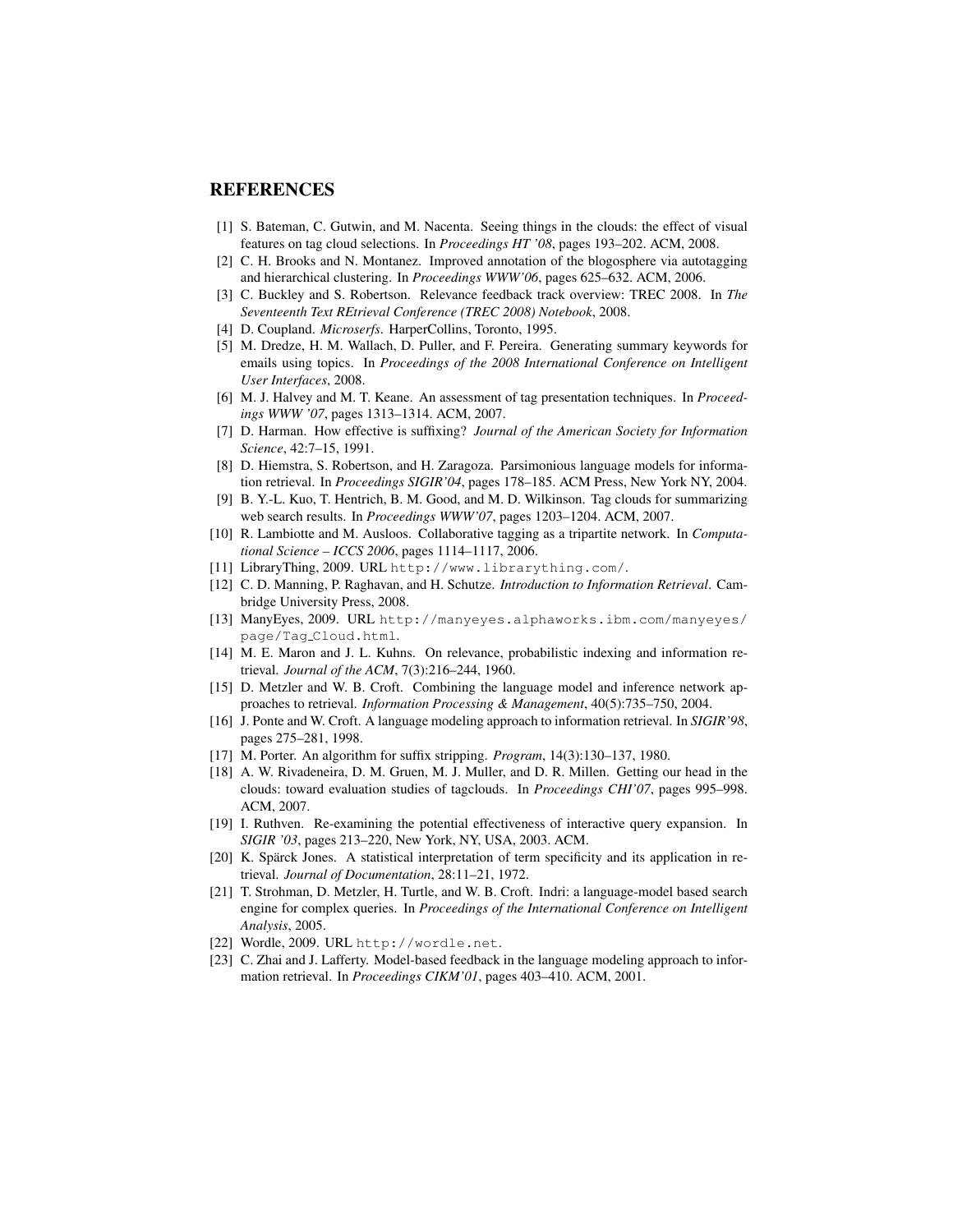## REFERENCES

[1] S. Bateman, C. Gutwin, and M. Nacenta. Seeing things in the clouds: the effect of visual features on tag cloud selections. In *Proceedings HT '08*, pages 193–202. ACM, 2008.

[2] C. H. Brooks and N. Montanez. Improved annotation of the blogosphere via autotagging and hierarchical clustering. In *Proceedings WWW'06*, pages 625–632. ACM, 2006.

[3] C. Buckley and S. Robertson. Relevance feedback track overview: TREC 2008. In *The Seventeenth Text REtrieval Conference (TREC 2008) Notebook*, 2008.

[4] D. Coupland. *Microserfs*. HarperCollins, Toronto, 1995.

[5] M. Dredze, H. M. Wallach, D. Puller, and F. Pereira. Generating summary keywords for emails using topics. In *Proceedings of the 2008 International Conference on Intelligent User Interfaces*, 2008.

[6] M. J. Halvey and M. T. Keane. An assessment of tag presentation techniques. In *Proceedings WWW '07*, pages 1313–1314. ACM, 2007.

[7] D. Harman. How effective is suffixing? *Journal of the American Society for Information Science*, 42:7–15, 1991.

[8] D. Hiemstra, S. Robertson, and H. Zaragoza. Parsimonious language models for information retrieval. In *Proceedings SIGIR'04*, pages 178–185. ACM Press, New York NY, 2004.

[9] B. Y.-L. Kuo, T. Hentrich, B. M. Good, and M. D. Wilkinson. Tag clouds for summarizing web search results. In *Proceedings WWW'07*, pages 1203–1204. ACM, 2007.

[10] R. Lambiotte and M. Ausloos. Collaborative tagging as a tripartite network. In *Computational Science – ICCS 2006*, pages 1114–1117, 2006.

[11] LibraryThing, 2009. URL `http://www.librarything.com/`.

[12] C. D. Manning, P. Raghavan, and H. Schutze. *Introduction to Information Retrieval*. Cambridge University Press, 2008.

[13] ManyEyes, 2009. URL `http://manyeyes.alphaworks.ibm.com/manyeyes/page/Tag_Cloud.html`.

[14] M. E. Maron and J. L. Kuhns. On relevance, probabilistic indexing and information retrieval. *Journal of the ACM*, 7(3):216–244, 1960.

[15] D. Metzler and W. B. Croft. Combining the language model and inference network approaches to retrieval. *Information Processing & Management*, 40(5):735–750, 2004.

[16] J. Ponte and W. Croft. A language modeling approach to information retrieval. In *SIGIR'98*, pages 275–281, 1998.

[17] M. Porter. An algorithm for suffix stripping. *Program*, 14(3):130–137, 1980.

[18] A. W. Rivadeneira, D. M. Gruen, M. J. Muller, and D. R. Millen. Getting our head in the clouds: toward evaluation studies of tagclouds. In *Proceedings CHI'07*, pages 995–998. ACM, 2007.

[19] I. Ruthven. Re-examining the potential effectiveness of interactive query expansion. In *SIGIR '03*, pages 213–220, New York, NY, USA, 2003. ACM.

[20] K. Spärck Jones. A statistical interpretation of term specificity and its application in retrieval. *Journal of Documentation*, 28:11–21, 1972.

[21] T. Strohman, D. Metzler, H. Turtle, and W. B. Croft. Indri: a language-model based search engine for complex queries. In *Proceedings of the International Conference on Intelligent Analysis*, 2005.

[22] Wordle, 2009. URL `http://wordle.net`.

[23] C. Zhai and J. Lafferty. Model-based feedback in the language modeling approach to information retrieval. In *Proceedings CIKM'01*, pages 403–410. ACM, 2001.